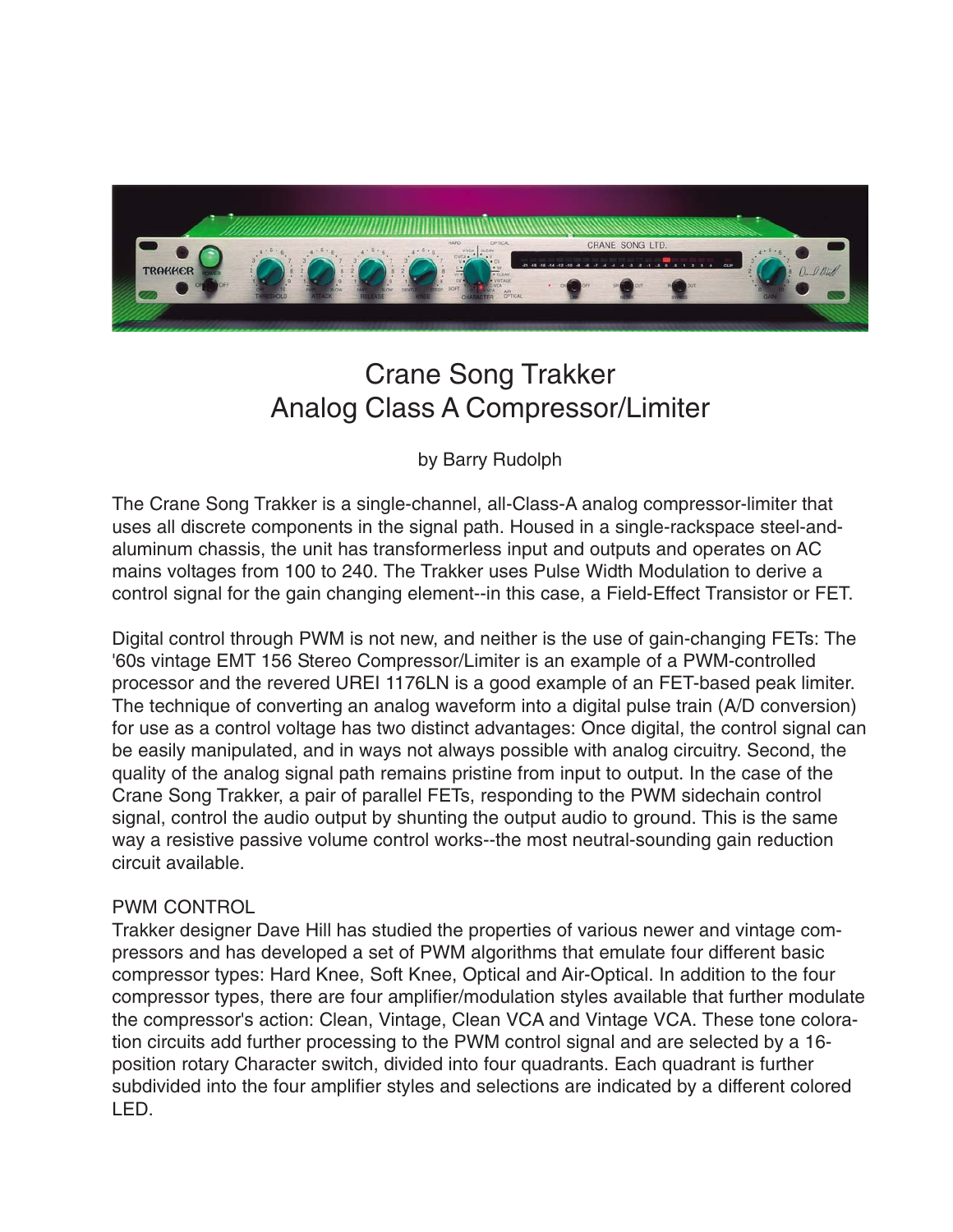# Crane Song Trakker
## Analog Class A Compressor/Limiter

by Barry Rudolph

The Crane Song Trakker is a single-channel, all-Class-A analog compressor-limiter that uses all discrete components in the signal path. Housed in a single-rackspace steel-and-aluminum chassis, the unit has transformerless input and outputs and operates on AC mains voltages from 100 to 240. The Trakker uses Pulse Width Modulation to derive a control signal for the gain changing element--in this case, a Field-Effect Transistor or FET.

Digital control through PWM is not new, and neither is the use of gain-changing FETs: The '60s vintage EMT 156 Stereo Compressor/Limiter is an example of a PWM-controlled processor and the revered UREI 1176LN is a good example of an FET-based peak limiter. The technique of converting an analog waveform into a digital pulse train (A/D conversion) for use as a control voltage has two distinct advantages: Once digital, the control signal can be easily manipulated, and in ways not always possible with analog circuitry. Second, the quality of the analog signal path remains pristine from input to output. In the case of the Crane Song Trakker, a pair of parallel FETs, responding to the PWM sidechain control signal, control the audio output by shunting the output audio to ground. This is the same way a resistive passive volume control works--the most neutral-sounding gain reduction circuit available.

### PWM CONTROL

Trakker designer Dave Hill has studied the properties of various newer and vintage compressors and has developed a set of PWM algorithms that emulate four different basic compressor types: Hard Knee, Soft Knee, Optical and Air-Optical. In addition to the four compressor types, there are four amplifier/modulation styles available that further modulate the compressor's action: Clean, Vintage, Clean VCA and Vintage VCA. These tone coloration circuits add further processing to the PWM control signal and are selected by a 16-position rotary Character switch, divided into four quadrants. Each quadrant is further subdivided into the four amplifier styles and selections are indicated by a different colored LED.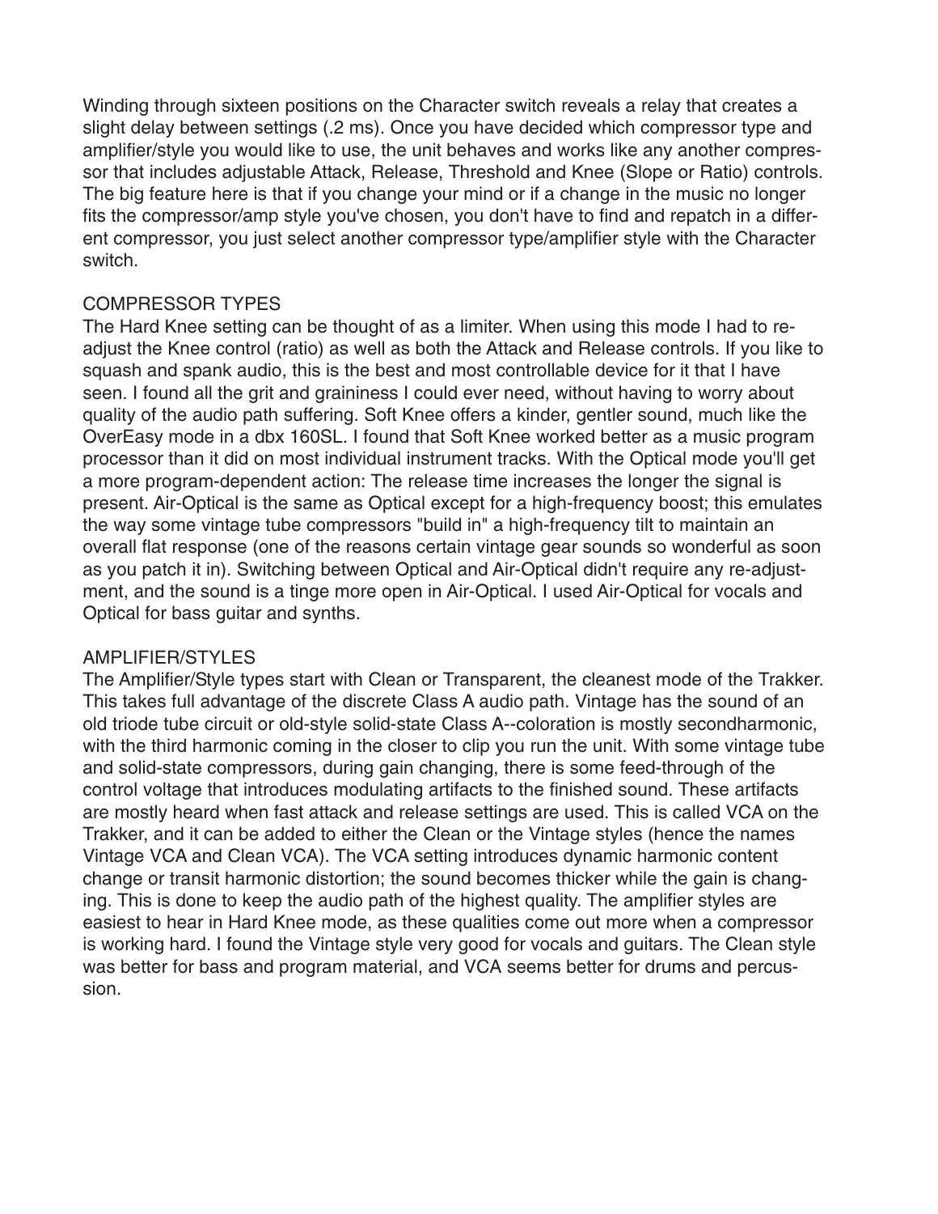Winding through sixteen positions on the Character switch reveals a relay that creates a slight delay between settings (.2 ms). Once you have decided which compressor type and amplifier/style you would like to use, the unit behaves and works like any another compressor that includes adjustable Attack, Release, Threshold and Knee (Slope or Ratio) controls. The big feature here is that if you change your mind or if a change in the music no longer fits the compressor/amp style you've chosen, you don't have to find and repatch in a different compressor, you just select another compressor type/amplifier style with the Character switch.

## COMPRESSOR TYPES

The Hard Knee setting can be thought of as a limiter. When using this mode I had to re-adjust the Knee control (ratio) as well as both the Attack and Release controls. If you like to squash and spank audio, this is the best and most controllable device for it that I have seen. I found all the grit and graininess I could ever need, without having to worry about quality of the audio path suffering. Soft Knee offers a kinder, gentler sound, much like the OverEasy mode in a dbx 160SL. I found that Soft Knee worked better as a music program processor than it did on most individual instrument tracks. With the Optical mode you'll get a more program-dependent action: The release time increases the longer the signal is present. Air-Optical is the same as Optical except for a high-frequency boost; this emulates the way some vintage tube compressors "build in" a high-frequency tilt to maintain an overall flat response (one of the reasons certain vintage gear sounds so wonderful as soon as you patch it in). Switching between Optical and Air-Optical didn't require any re-adjustment, and the sound is a tinge more open in Air-Optical. I used Air-Optical for vocals and Optical for bass guitar and synths.

## AMPLIFIER/STYLES

The Amplifier/Style types start with Clean or Transparent, the cleanest mode of the Trakker. This takes full advantage of the discrete Class A audio path. Vintage has the sound of an old triode tube circuit or old-style solid-state Class A--coloration is mostly secondharmonic, with the third harmonic coming in the closer to clip you run the unit. With some vintage tube and solid-state compressors, during gain changing, there is some feed-through of the control voltage that introduces modulating artifacts to the finished sound. These artifacts are mostly heard when fast attack and release settings are used. This is called VCA on the Trakker, and it can be added to either the Clean or the Vintage styles (hence the names Vintage VCA and Clean VCA). The VCA setting introduces dynamic harmonic content change or transit harmonic distortion; the sound becomes thicker while the gain is changing. This is done to keep the audio path of the highest quality. The amplifier styles are easiest to hear in Hard Knee mode, as these qualities come out more when a compressor is working hard. I found the Vintage style very good for vocals and guitars. The Clean style was better for bass and program material, and VCA seems better for drums and percussion.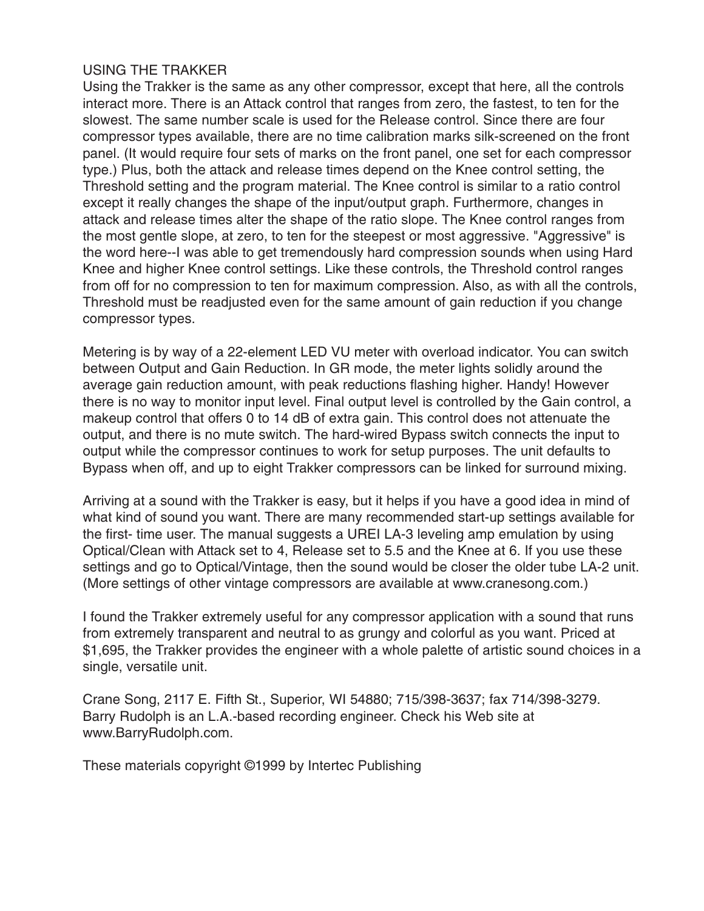## USING THE TRAKKER

Using the Trakker is the same as any other compressor, except that here, all the controls interact more. There is an Attack control that ranges from zero, the fastest, to ten for the slowest. The same number scale is used for the Release control. Since there are four compressor types available, there are no time calibration marks silk-screened on the front panel. (It would require four sets of marks on the front panel, one set for each compressor type.) Plus, both the attack and release times depend on the Knee control setting, the Threshold setting and the program material. The Knee control is similar to a ratio control except it really changes the shape of the input/output graph. Furthermore, changes in attack and release times alter the shape of the ratio slope. The Knee control ranges from the most gentle slope, at zero, to ten for the steepest or most aggressive. "Aggressive" is the word here--I was able to get tremendously hard compression sounds when using Hard Knee and higher Knee control settings. Like these controls, the Threshold control ranges from off for no compression to ten for maximum compression. Also, as with all the controls, Threshold must be readjusted even for the same amount of gain reduction if you change compressor types.

Metering is by way of a 22-element LED VU meter with overload indicator. You can switch between Output and Gain Reduction. In GR mode, the meter lights solidly around the average gain reduction amount, with peak reductions flashing higher. Handy! However there is no way to monitor input level. Final output level is controlled by the Gain control, a makeup control that offers 0 to 14 dB of extra gain. This control does not attenuate the output, and there is no mute switch. The hard-wired Bypass switch connects the input to output while the compressor continues to work for setup purposes. The unit defaults to Bypass when off, and up to eight Trakker compressors can be linked for surround mixing.

Arriving at a sound with the Trakker is easy, but it helps if you have a good idea in mind of what kind of sound you want. There are many recommended start-up settings available for the first- time user. The manual suggests a UREI LA-3 leveling amp emulation by using Optical/Clean with Attack set to 4, Release set to 5.5 and the Knee at 6. If you use these settings and go to Optical/Vintage, then the sound would be closer the older tube LA-2 unit. (More settings of other vintage compressors are available at www.cranesong.com.)

I found the Trakker extremely useful for any compressor application with a sound that runs from extremely transparent and neutral to as grungy and colorful as you want. Priced at $1,695, the Trakker provides the engineer with a whole palette of artistic sound choices in a single, versatile unit.

Crane Song, 2117 E. Fifth St., Superior, WI 54880; 715/398-3637; fax 714/398-3279.
Barry Rudolph is an L.A.-based recording engineer. Check his Web site at www.BarryRudolph.com.

These materials copyright ©1999 by Intertec Publishing